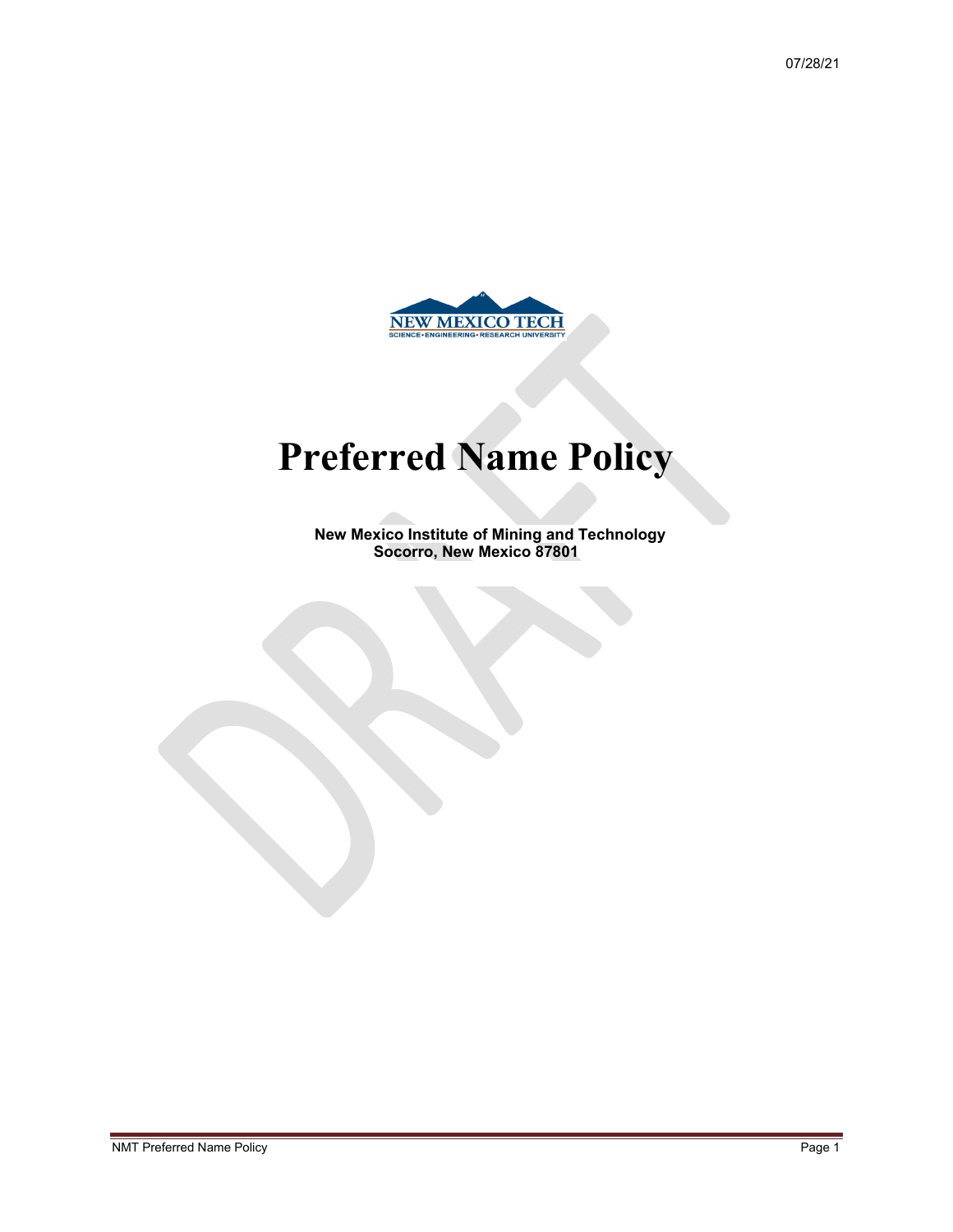07/28/21

# Preferred Name Policy

**New Mexico Institute of Mining and Technology**
**Socorro, New Mexico 87801**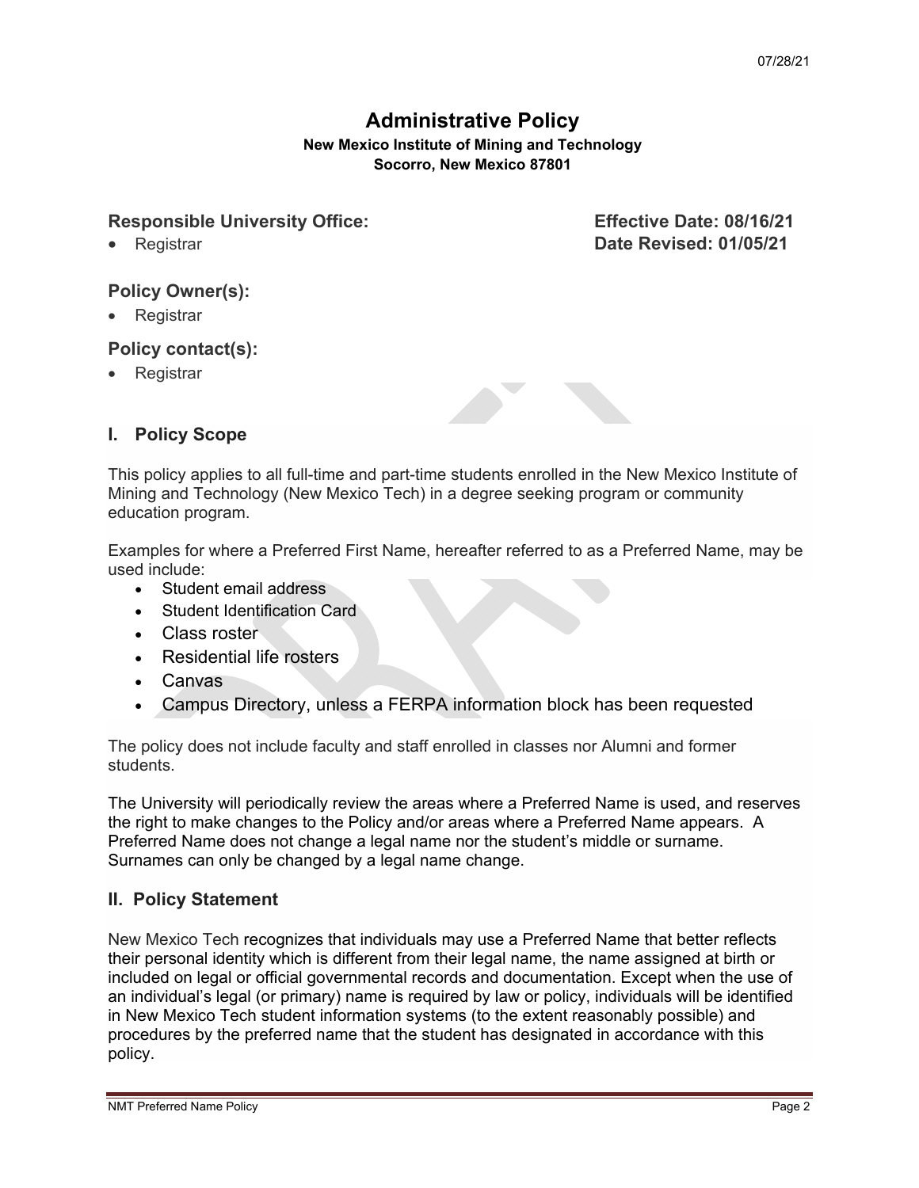07/28/21

# Administrative Policy

**New Mexico Institute of Mining and Technology**
**Socorro, New Mexico 87801**

**Responsible University Office:**
- Registrar

**Effective Date: 08/16/21**
**Date Revised: 01/05/21**

**Policy Owner(s):**
- Registrar

**Policy contact(s):**
- Registrar

## I. Policy Scope

This policy applies to all full-time and part-time students enrolled in the New Mexico Institute of Mining and Technology (New Mexico Tech) in a degree seeking program or community education program.

Examples for where a Preferred First Name, hereafter referred to as a Preferred Name, may be used include:

- Student email address
- Student Identification Card
- Class roster
- Residential life rosters
- Canvas
- Campus Directory, unless a FERPA information block has been requested

The policy does not include faculty and staff enrolled in classes nor Alumni and former students.

The University will periodically review the areas where a Preferred Name is used, and reserves the right to make changes to the Policy and/or areas where a Preferred Name appears. A Preferred Name does not change a legal name nor the student's middle or surname. Surnames can only be changed by a legal name change.

## II. Policy Statement

New Mexico Tech recognizes that individuals may use a Preferred Name that better reflects their personal identity which is different from their legal name, the name assigned at birth or included on legal or official governmental records and documentation. Except when the use of an individual's legal (or primary) name is required by law or policy, individuals will be identified in New Mexico Tech student information systems (to the extent reasonably possible) and procedures by the preferred name that the student has designated in accordance with this policy.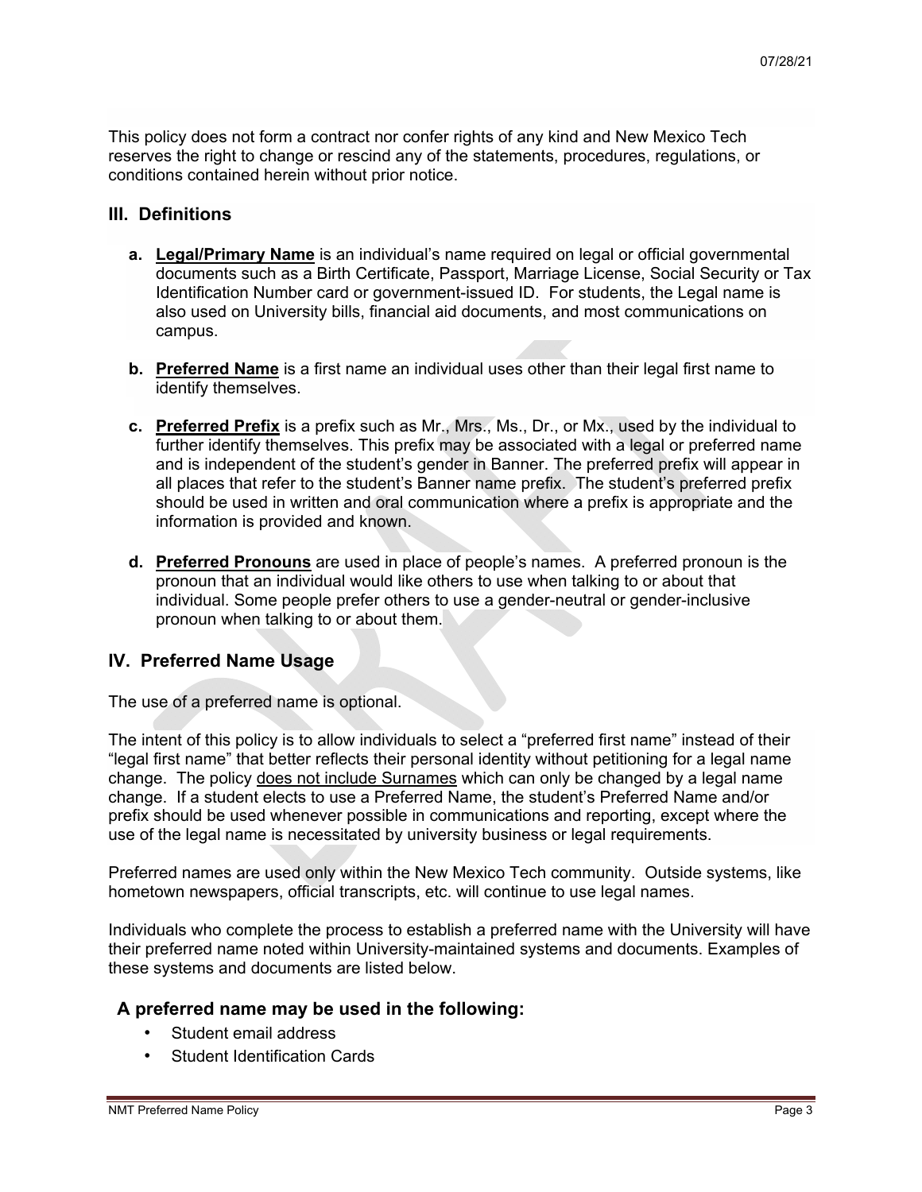This policy does not form a contract nor confer rights of any kind and New Mexico Tech reserves the right to change or rescind any of the statements, procedures, regulations, or conditions contained herein without prior notice.

## III. Definitions

a. **Legal/Primary Name** is an individual's name required on legal or official governmental documents such as a Birth Certificate, Passport, Marriage License, Social Security or Tax Identification Number card or government-issued ID. For students, the Legal name is also used on University bills, financial aid documents, and most communications on campus.

b. **Preferred Name** is a first name an individual uses other than their legal first name to identify themselves.

c. **Preferred Prefix** is a prefix such as Mr., Mrs., Ms., Dr., or Mx., used by the individual to further identify themselves. This prefix may be associated with a legal or preferred name and is independent of the student's gender in Banner. The preferred prefix will appear in all places that refer to the student's Banner name prefix. The student's preferred prefix should be used in written and oral communication where a prefix is appropriate and the information is provided and known.

d. **Preferred Pronouns** are used in place of people's names. A preferred pronoun is the pronoun that an individual would like others to use when talking to or about that individual. Some people prefer others to use a gender-neutral or gender-inclusive pronoun when talking to or about them.

## IV. Preferred Name Usage

The use of a preferred name is optional.

The intent of this policy is to allow individuals to select a "preferred first name" instead of their "legal first name" that better reflects their personal identity without petitioning for a legal name change. The policy does not include Surnames which can only be changed by a legal name change. If a student elects to use a Preferred Name, the student's Preferred Name and/or prefix should be used whenever possible in communications and reporting, except where the use of the legal name is necessitated by university business or legal requirements.

Preferred names are used only within the New Mexico Tech community. Outside systems, like hometown newspapers, official transcripts, etc. will continue to use legal names.

Individuals who complete the process to establish a preferred name with the University will have their preferred name noted within University-maintained systems and documents. Examples of these systems and documents are listed below.

### A preferred name may be used in the following:

- Student email address
- Student Identification Cards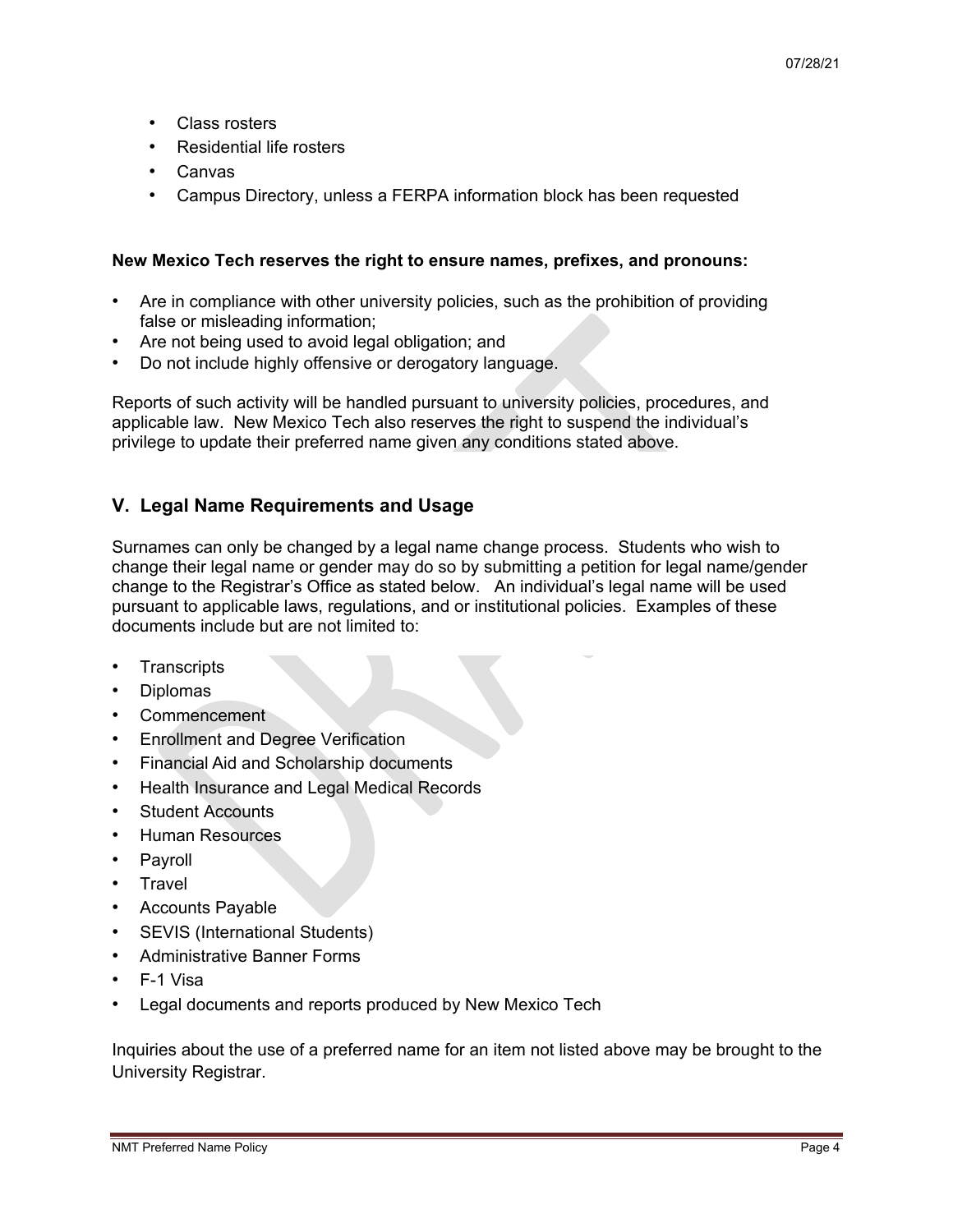- Class rosters
- Residential life rosters
- Canvas
- Campus Directory, unless a FERPA information block has been requested

**New Mexico Tech reserves the right to ensure names, prefixes, and pronouns:**

- Are in compliance with other university policies, such as the prohibition of providing false or misleading information;
- Are not being used to avoid legal obligation; and
- Do not include highly offensive or derogatory language.

Reports of such activity will be handled pursuant to university policies, procedures, and applicable law. New Mexico Tech also reserves the right to suspend the individual's privilege to update their preferred name given any conditions stated above.

## V. Legal Name Requirements and Usage

Surnames can only be changed by a legal name change process. Students who wish to change their legal name or gender may do so by submitting a petition for legal name/gender change to the Registrar's Office as stated below. An individual's legal name will be used pursuant to applicable laws, regulations, and or institutional policies. Examples of these documents include but are not limited to:

- Transcripts
- Diplomas
- Commencement
- Enrollment and Degree Verification
- Financial Aid and Scholarship documents
- Health Insurance and Legal Medical Records
- Student Accounts
- Human Resources
- Payroll
- Travel
- Accounts Payable
- SEVIS (International Students)
- Administrative Banner Forms
- F-1 Visa
- Legal documents and reports produced by New Mexico Tech

Inquiries about the use of a preferred name for an item not listed above may be brought to the University Registrar.